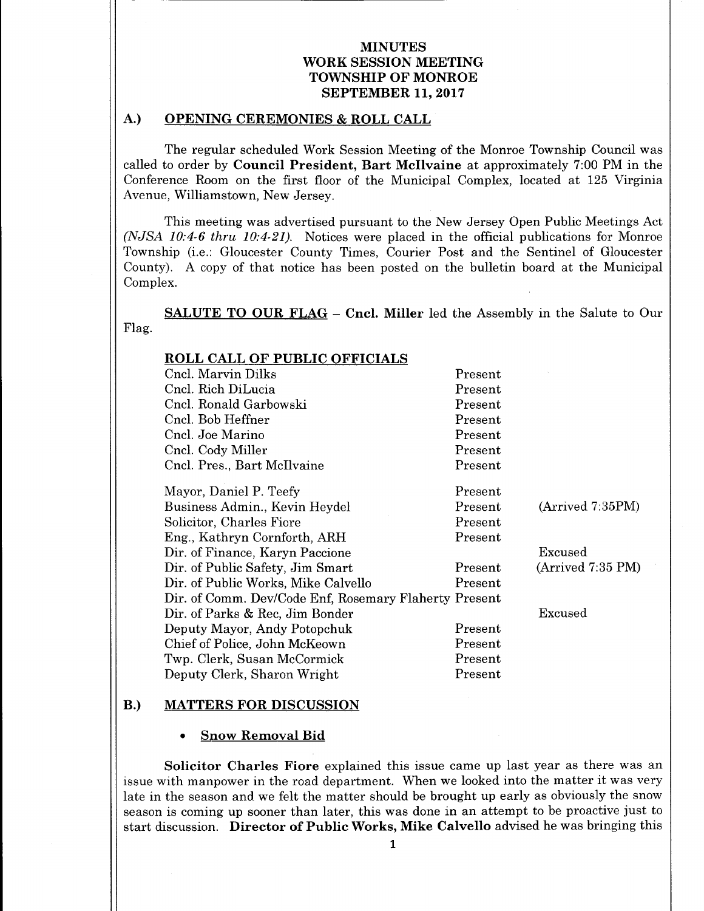# MINUTES
# WORK SESSION MEETING
# TOWNSHIP OF MONROE
# SEPTEMBER 11, 2017

## A.) OPENING CEREMONIES & ROLL CALL

The regular scheduled Work Session Meeting of the Monroe Township Council was called to order by **Council President, Bart McIlvaine** at approximately 7:00 PM in the Conference Room on the first floor of the Municipal Complex, located at 125 Virginia Avenue, Williamstown, New Jersey.

This meeting was advertised pursuant to the New Jersey Open Public Meetings Act *(NJSA 10:4-6 thru 10:4-21)*. Notices were placed in the official publications for Monroe Township (i.e.: Gloucester County Times, Courier Post and the Sentinel of Gloucester County). A copy of that notice has been posted on the bulletin board at the Municipal Complex.

**SALUTE TO OUR FLAG** – **Cncl. Miller** led the Assembly in the Salute to Our Flag.

**ROLL CALL OF PUBLIC OFFICIALS**

| | | |
|---|---|---|
| Cncl. Marvin Dilks | Present | |
| Cncl. Rich DiLucia | Present | |
| Cncl. Ronald Garbowski | Present | |
| Cncl. Bob Heffner | Present | |
| Cncl. Joe Marino | Present | |
| Cncl. Cody Miller | Present | |
| Cncl. Pres., Bart McIlvaine | Present | |
| Mayor, Daniel P. Teefy | Present | |
| Business Admin., Kevin Heydel | Present | (Arrived 7:35PM) |
| Solicitor, Charles Fiore | Present | |
| Eng., Kathryn Cornforth, ARH | Present | |
| Dir. of Finance, Karyn Paccione | | Excused |
| Dir. of Public Safety, Jim Smart | Present | (Arrived 7:35 PM) |
| Dir. of Public Works, Mike Calvello | Present | |
| Dir. of Comm. Dev/Code Enf, Rosemary Flaherty | Present | |
| Dir. of Parks & Rec, Jim Bonder | | Excused |
| Deputy Mayor, Andy Potopchuk | Present | |
| Chief of Police, John McKeown | Present | |
| Twp. Clerk, Susan McCormick | Present | |
| Deputy Clerk, Sharon Wright | Present | |

## B.) MATTERS FOR DISCUSSION

- **Snow Removal Bid**

**Solicitor Charles Fiore** explained this issue came up last year as there was an issue with manpower in the road department. When we looked into the matter it was very late in the season and we felt the matter should be brought up early as obviously the snow season is coming up sooner than later, this was done in an attempt to be proactive just to start discussion. **Director of Public Works, Mike Calvello** advised he was bringing this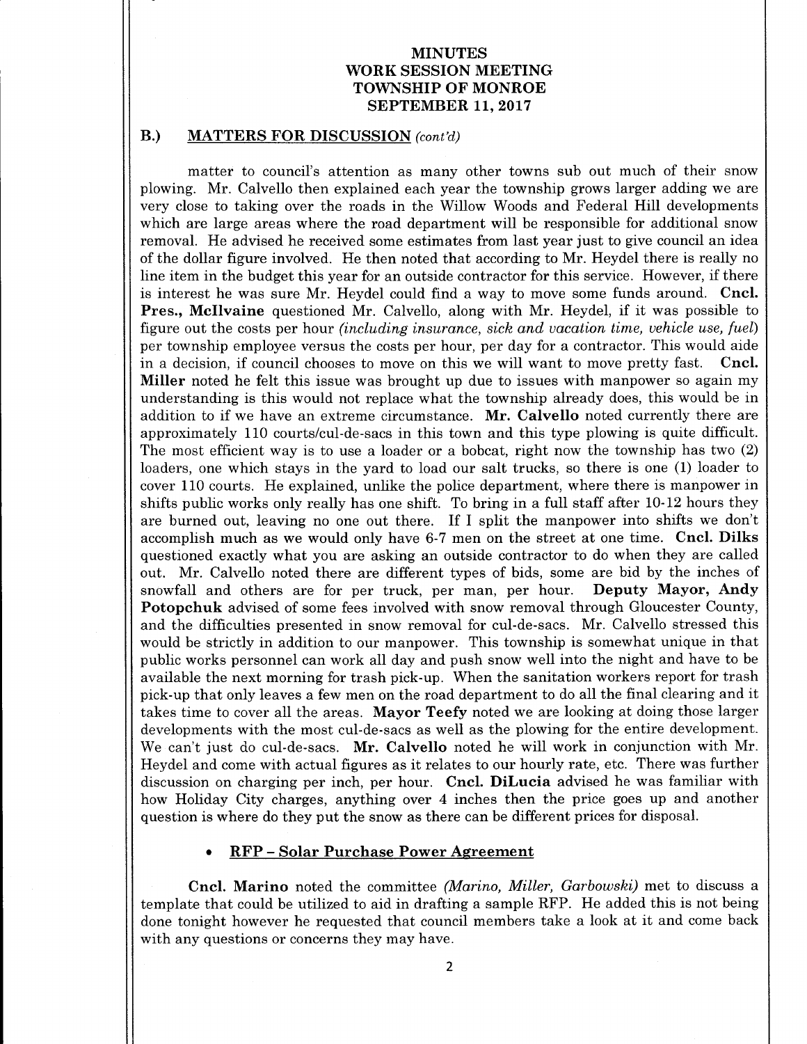# MINUTES
# WORK SESSION MEETING
# TOWNSHIP OF MONROE
# SEPTEMBER 11, 2017

## B.) MATTERS FOR DISCUSSION *(cont'd)*

matter to council's attention as many other towns sub out much of their snow plowing. Mr. Calvello then explained each year the township grows larger adding we are very close to taking over the roads in the Willow Woods and Federal Hill developments which are large areas where the road department will be responsible for additional snow removal. He advised he received some estimates from last year just to give council an idea of the dollar figure involved. He then noted that according to Mr. Heydel there is really no line item in the budget this year for an outside contractor for this service. However, if there is interest he was sure Mr. Heydel could find a way to move some funds around. **Cncl. Pres., McIlvaine** questioned Mr. Calvello, along with Mr. Heydel, if it was possible to figure out the costs per hour *(including insurance, sick and vacation time, vehicle use, fuel)* per township employee versus the costs per hour, per day for a contractor. This would aide in a decision, if council chooses to move on this we will want to move pretty fast. **Cncl. Miller** noted he felt this issue was brought up due to issues with manpower so again my understanding is this would not replace what the township already does, this would be in addition to if we have an extreme circumstance. **Mr. Calvello** noted currently there are approximately 110 courts/cul-de-sacs in this town and this type plowing is quite difficult. The most efficient way is to use a loader or a bobcat, right now the township has two (2) loaders, one which stays in the yard to load our salt trucks, so there is one (1) loader to cover 110 courts. He explained, unlike the police department, where there is manpower in shifts public works only really has one shift. To bring in a full staff after 10-12 hours they are burned out, leaving no one out there. If I split the manpower into shifts we don't accomplish much as we would only have 6-7 men on the street at one time. **Cncl. Dilks** questioned exactly what you are asking an outside contractor to do when they are called out. Mr. Calvello noted there are different types of bids, some are bid by the inches of snowfall and others are for per truck, per man, per hour. **Deputy Mayor, Andy Potopchuk** advised of some fees involved with snow removal through Gloucester County, and the difficulties presented in snow removal for cul-de-sacs. Mr. Calvello stressed this would be strictly in addition to our manpower. This township is somewhat unique in that public works personnel can work all day and push snow well into the night and have to be available the next morning for trash pick-up. When the sanitation workers report for trash pick-up that only leaves a few men on the road department to do all the final clearing and it takes time to cover all the areas. **Mayor Teefy** noted we are looking at doing those larger developments with the most cul-de-sacs as well as the plowing for the entire development. We can't just do cul-de-sacs. **Mr. Calvello** noted he will work in conjunction with Mr. Heydel and come with actual figures as it relates to our hourly rate, etc. There was further discussion on charging per inch, per hour. **Cncl. DiLucia** advised he was familiar with how Holiday City charges, anything over 4 inches then the price goes up and another question is where do they put the snow as there can be different prices for disposal.

- **RFP – Solar Purchase Power Agreement**

**Cncl. Marino** noted the committee *(Marino, Miller, Garbowski)* met to discuss a template that could be utilized to aid in drafting a sample RFP. He added this is not being done tonight however he requested that council members take a look at it and come back with any questions or concerns they may have.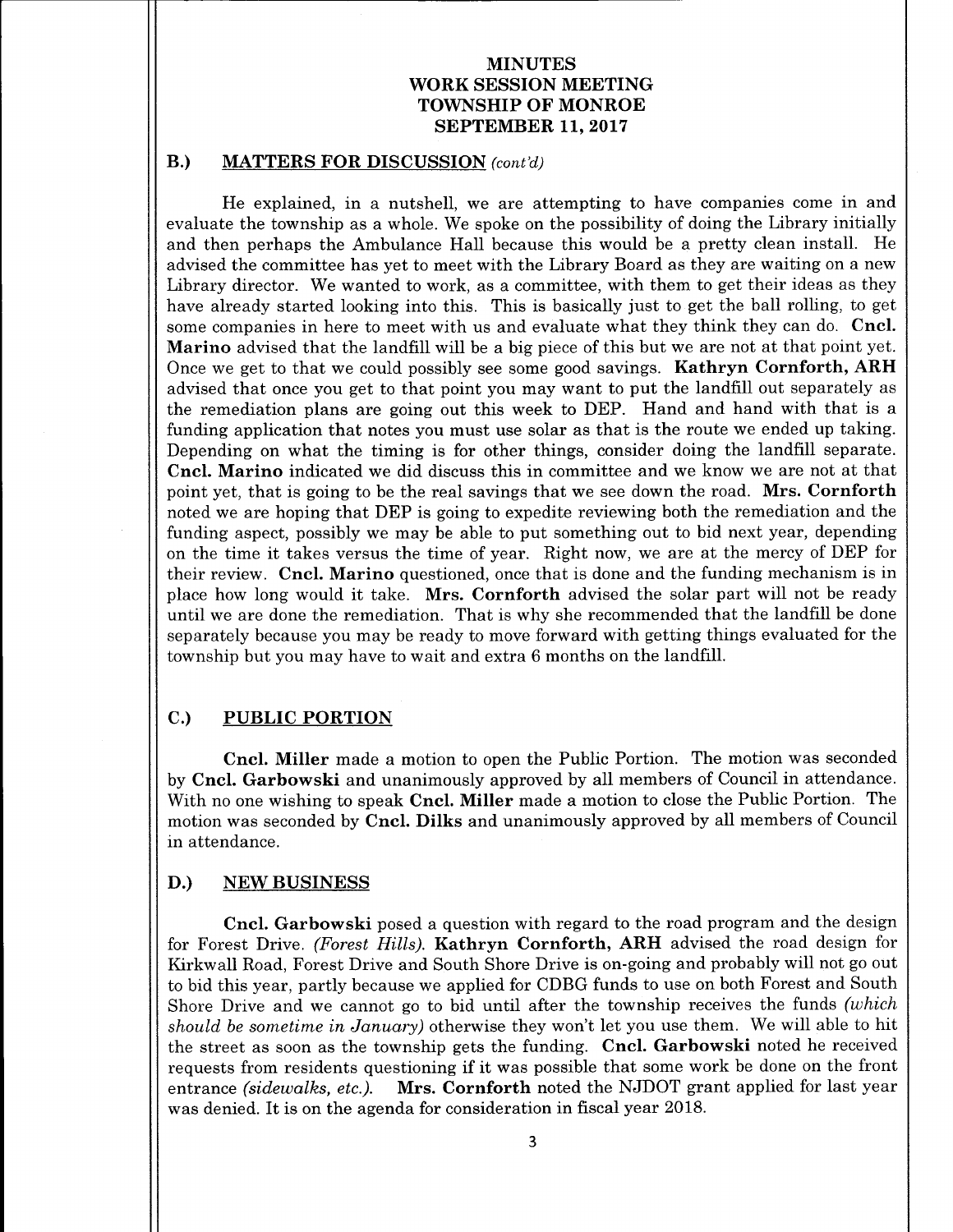# MINUTES
# WORK SESSION MEETING
# TOWNSHIP OF MONROE
# SEPTEMBER 11, 2017

## B.) MATTERS FOR DISCUSSION *(cont'd)*

He explained, in a nutshell, we are attempting to have companies come in and evaluate the township as a whole. We spoke on the possibility of doing the Library initially and then perhaps the Ambulance Hall because this would be a pretty clean install. He advised the committee has yet to meet with the Library Board as they are waiting on a new Library director. We wanted to work, as a committee, with them to get their ideas as they have already started looking into this. This is basically just to get the ball rolling, to get some companies in here to meet with us and evaluate what they think they can do. **Cncl. Marino** advised that the landfill will be a big piece of this but we are not at that point yet. Once we get to that we could possibly see some good savings. **Kathryn Cornforth, ARH** advised that once you get to that point you may want to put the landfill out separately as the remediation plans are going out this week to DEP. Hand and hand with that is a funding application that notes you must use solar as that is the route we ended up taking. Depending on what the timing is for other things, consider doing the landfill separate. **Cncl. Marino** indicated we did discuss this in committee and we know we are not at that point yet, that is going to be the real savings that we see down the road. **Mrs. Cornforth** noted we are hoping that DEP is going to expedite reviewing both the remediation and the funding aspect, possibly we may be able to put something out to bid next year, depending on the time it takes versus the time of year. Right now, we are at the mercy of DEP for their review. **Cncl. Marino** questioned, once that is done and the funding mechanism is in place how long would it take. **Mrs. Cornforth** advised the solar part will not be ready until we are done the remediation. That is why she recommended that the landfill be done separately because you may be ready to move forward with getting things evaluated for the township but you may have to wait and extra 6 months on the landfill.

## C.) PUBLIC PORTION

**Cncl. Miller** made a motion to open the Public Portion. The motion was seconded by **Cncl. Garbowski** and unanimously approved by all members of Council in attendance. With no one wishing to speak **Cncl. Miller** made a motion to close the Public Portion. The motion was seconded by **Cncl. Dilks** and unanimously approved by all members of Council in attendance.

## D.) NEW BUSINESS

**Cncl. Garbowski** posed a question with regard to the road program and the design for Forest Drive. *(Forest Hills).* **Kathryn Cornforth, ARH** advised the road design for Kirkwall Road, Forest Drive and South Shore Drive is on-going and probably will not go out to bid this year, partly because we applied for CDBG funds to use on both Forest and South Shore Drive and we cannot go to bid until after the township receives the funds *(which should be sometime in January)* otherwise they won't let you use them. We will able to hit the street as soon as the township gets the funding. **Cncl. Garbowski** noted he received requests from residents questioning if it was possible that some work be done on the front entrance *(sidewalks, etc.).* **Mrs. Cornforth** noted the NJDOT grant applied for last year was denied. It is on the agenda for consideration in fiscal year 2018.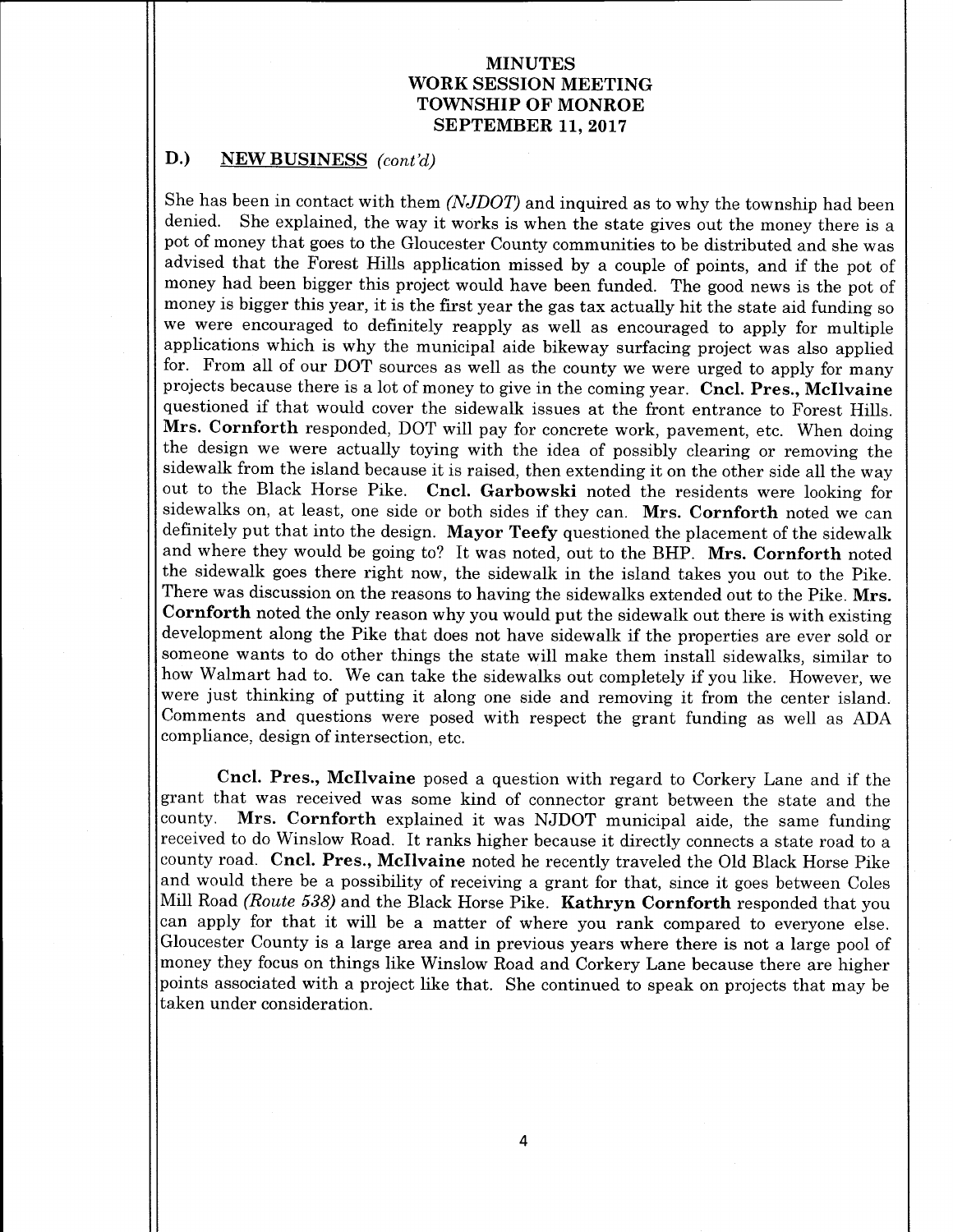# MINUTES
## WORK SESSION MEETING
## TOWNSHIP OF MONROE
## SEPTEMBER 11, 2017

### D.) NEW BUSINESS *(cont'd)*

She has been in contact with them *(NJDOT)* and inquired as to why the township had been denied. She explained, the way it works is when the state gives out the money there is a pot of money that goes to the Gloucester County communities to be distributed and she was advised that the Forest Hills application missed by a couple of points, and if the pot of money had been bigger this project would have been funded. The good news is the pot of money is bigger this year, it is the first year the gas tax actually hit the state aid funding so we were encouraged to definitely reapply as well as encouraged to apply for multiple applications which is why the municipal aide bikeway surfacing project was also applied for. From all of our DOT sources as well as the county we were urged to apply for many projects because there is a lot of money to give in the coming year. **Cncl. Pres., McIlvaine** questioned if that would cover the sidewalk issues at the front entrance to Forest Hills. **Mrs. Cornforth** responded, DOT will pay for concrete work, pavement, etc. When doing the design we were actually toying with the idea of possibly clearing or removing the sidewalk from the island because it is raised, then extending it on the other side all the way out to the Black Horse Pike. **Cncl. Garbowski** noted the residents were looking for sidewalks on, at least, one side or both sides if they can. **Mrs. Cornforth** noted we can definitely put that into the design. **Mayor Teefy** questioned the placement of the sidewalk and where they would be going to? It was noted, out to the BHP. **Mrs. Cornforth** noted the sidewalk goes there right now, the sidewalk in the island takes you out to the Pike. There was discussion on the reasons to having the sidewalks extended out to the Pike. **Mrs. Cornforth** noted the only reason why you would put the sidewalk out there is with existing development along the Pike that does not have sidewalk if the properties are ever sold or someone wants to do other things the state will make them install sidewalks, similar to how Walmart had to. We can take the sidewalks out completely if you like. However, we were just thinking of putting it along one side and removing it from the center island. Comments and questions were posed with respect the grant funding as well as ADA compliance, design of intersection, etc.

**Cncl. Pres., McIlvaine** posed a question with regard to Corkery Lane and if the grant that was received was some kind of connector grant between the state and the county. **Mrs. Cornforth** explained it was NJDOT municipal aide, the same funding received to do Winslow Road. It ranks higher because it directly connects a state road to a county road. **Cncl. Pres., McIlvaine** noted he recently traveled the Old Black Horse Pike and would there be a possibility of receiving a grant for that, since it goes between Coles Mill Road *(Route 538)* and the Black Horse Pike. **Kathryn Cornforth** responded that you can apply for that it will be a matter of where you rank compared to everyone else. Gloucester County is a large area and in previous years where there is not a large pool of money they focus on things like Winslow Road and Corkery Lane because there are higher points associated with a project like that. She continued to speak on projects that may be taken under consideration.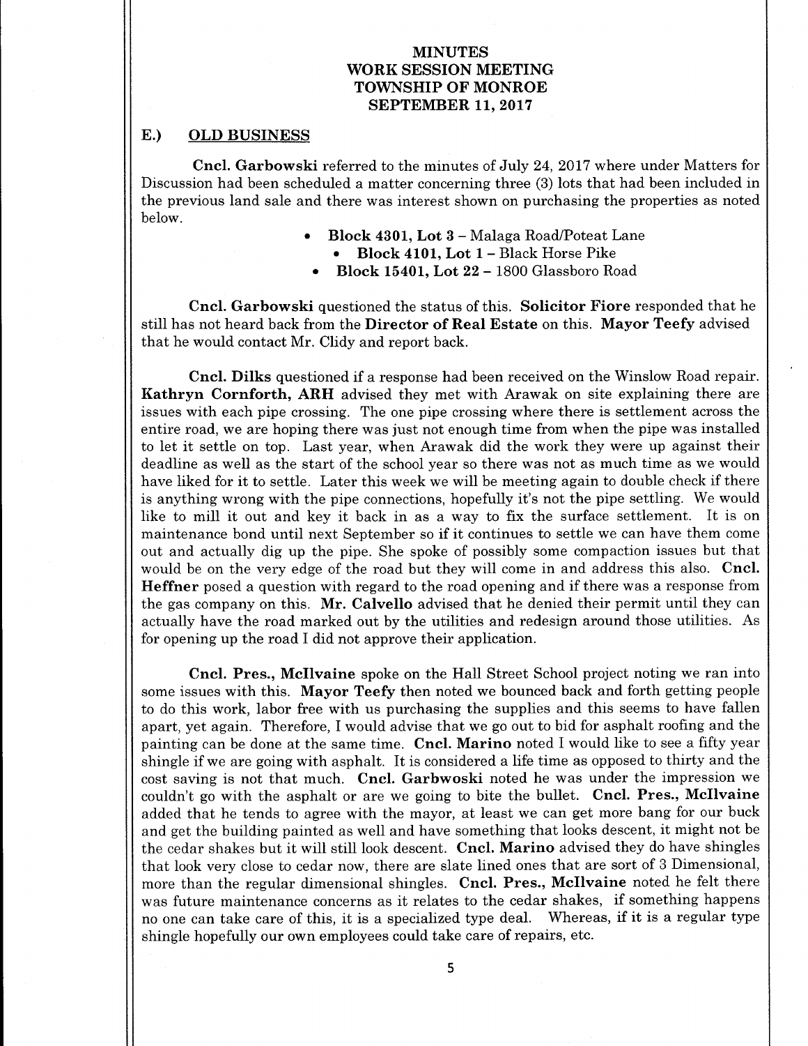# MINUTES
# WORK SESSION MEETING
# TOWNSHIP OF MONROE
# SEPTEMBER 11, 2017

## E.) OLD BUSINESS

**Cncl. Garbowski** referred to the minutes of July 24, 2017 where under Matters for Discussion had been scheduled a matter concerning three (3) lots that had been included in the previous land sale and there was interest shown on purchasing the properties as noted below.

- **Block 4301, Lot 3** – Malaga Road/Poteat Lane
- **Block 4101, Lot 1** – Black Horse Pike
- **Block 15401, Lot 22** – 1800 Glassboro Road

**Cncl. Garbowski** questioned the status of this. **Solicitor Fiore** responded that he still has not heard back from the **Director of Real Estate** on this. **Mayor Teefy** advised that he would contact Mr. Clidy and report back.

**Cncl. Dilks** questioned if a response had been received on the Winslow Road repair. **Kathryn Cornforth, ARH** advised they met with Arawak on site explaining there are issues with each pipe crossing. The one pipe crossing where there is settlement across the entire road, we are hoping there was just not enough time from when the pipe was installed to let it settle on top. Last year, when Arawak did the work they were up against their deadline as well as the start of the school year so there was not as much time as we would have liked for it to settle. Later this week we will be meeting again to double check if there is anything wrong with the pipe connections, hopefully it's not the pipe settling. We would like to mill it out and key it back in as a way to fix the surface settlement. It is on maintenance bond until next September so if it continues to settle we can have them come out and actually dig up the pipe. She spoke of possibly some compaction issues but that would be on the very edge of the road but they will come in and address this also. **Cncl. Heffner** posed a question with regard to the road opening and if there was a response from the gas company on this. **Mr. Calvello** advised that he denied their permit until they can actually have the road marked out by the utilities and redesign around those utilities. As for opening up the road I did not approve their application.

**Cncl. Pres., McIlvaine** spoke on the Hall Street School project noting we ran into some issues with this. **Mayor Teefy** then noted we bounced back and forth getting people to do this work, labor free with us purchasing the supplies and this seems to have fallen apart, yet again. Therefore, I would advise that we go out to bid for asphalt roofing and the painting can be done at the same time. **Cncl. Marino** noted I would like to see a fifty year shingle if we are going with asphalt. It is considered a life time as opposed to thirty and the cost saving is not that much. **Cncl. Garbwoski** noted he was under the impression we couldn't go with the asphalt or are we going to bite the bullet. **Cncl. Pres., McIlvaine** added that he tends to agree with the mayor, at least we can get more bang for our buck and get the building painted as well and have something that looks descent, it might not be the cedar shakes but it will still look descent. **Cncl. Marino** advised they do have shingles that look very close to cedar now, there are slate lined ones that are sort of 3 Dimensional, more than the regular dimensional shingles. **Cncl. Pres., McIlvaine** noted he felt there was future maintenance concerns as it relates to the cedar shakes, if something happens no one can take care of this, it is a specialized type deal. Whereas, if it is a regular type shingle hopefully our own employees could take care of repairs, etc.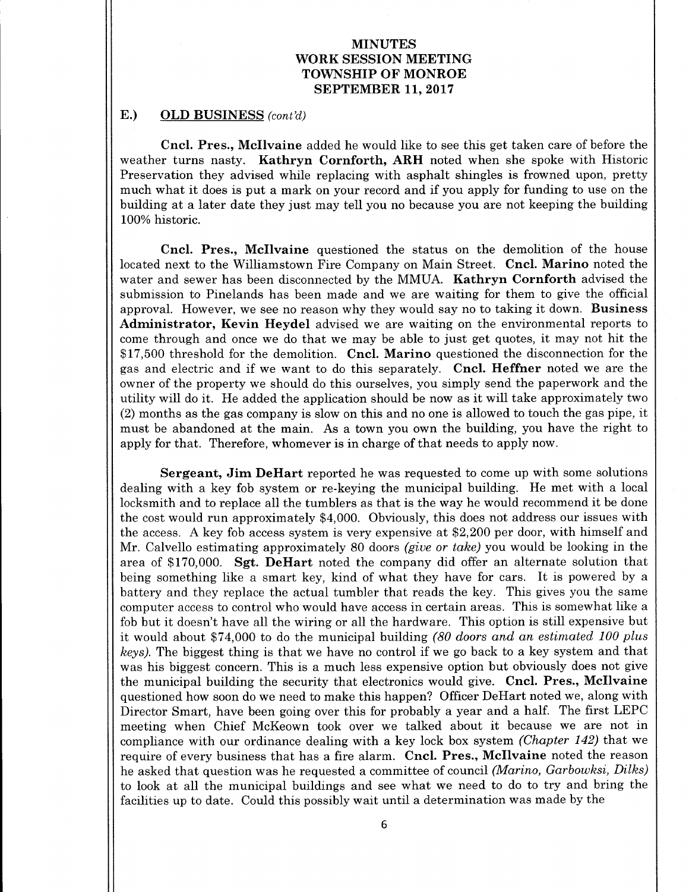# MINUTES
# WORK SESSION MEETING
# TOWNSHIP OF MONROE
# SEPTEMBER 11, 2017

## E.) OLD BUSINESS *(cont'd)*

**Cncl. Pres., McIlvaine** added he would like to see this get taken care of before the weather turns nasty. **Kathryn Cornforth, ARH** noted when she spoke with Historic Preservation they advised while replacing with asphalt shingles is frowned upon, pretty much what it does is put a mark on your record and if you apply for funding to use on the building at a later date they just may tell you no because you are not keeping the building 100% historic.

**Cncl. Pres., McIlvaine** questioned the status on the demolition of the house located next to the Williamstown Fire Company on Main Street. **Cncl. Marino** noted the water and sewer has been disconnected by the MMUA. **Kathryn Cornforth** advised the submission to Pinelands has been made and we are waiting for them to give the official approval. However, we see no reason why they would say no to taking it down. **Business Administrator, Kevin Heydel** advised we are waiting on the environmental reports to come through and once we do that we may be able to just get quotes, it may not hit the $17,500 threshold for the demolition. **Cncl. Marino** questioned the disconnection for the gas and electric and if we want to do this separately. **Cncl. Heffner** noted we are the owner of the property we should do this ourselves, you simply send the paperwork and the utility will do it. He added the application should be now as it will take approximately two (2) months as the gas company is slow on this and no one is allowed to touch the gas pipe, it must be abandoned at the main. As a town you own the building, you have the right to apply for that. Therefore, whomever is in charge of that needs to apply now.

**Sergeant, Jim DeHart** reported he was requested to come up with some solutions dealing with a key fob system or re-keying the municipal building. He met with a local locksmith and to replace all the tumblers as that is the way he would recommend it be done the cost would run approximately $4,000. Obviously, this does not address our issues with the access. A key fob access system is very expensive at $2,200 per door, with himself and Mr. Calvello estimating approximately 80 doors *(give or take)* you would be looking in the area of $170,000. **Sgt. DeHart** noted the company did offer an alternate solution that being something like a smart key, kind of what they have for cars. It is powered by a battery and they replace the actual tumbler that reads the key. This gives you the same computer access to control who would have access in certain areas. This is somewhat like a fob but it doesn't have all the wiring or all the hardware. This option is still expensive but it would about $74,000 to do the municipal building *(80 doors and an estimated 100 plus keys)*. The biggest thing is that we have no control if we go back to a key system and that was his biggest concern. This is a much less expensive option but obviously does not give the municipal building the security that electronics would give. **Cncl. Pres., McIlvaine** questioned how soon do we need to make this happen? Officer DeHart noted we, along with Director Smart, have been going over this for probably a year and a half. The first LEPC meeting when Chief McKeown took over we talked about it because we are not in compliance with our ordinance dealing with a key lock box system *(Chapter 142)* that we require of every business that has a fire alarm. **Cncl. Pres., McIlvaine** noted the reason he asked that question was he requested a committee of council *(Marino, Garbowksi, Dilks)* to look at all the municipal buildings and see what we need to do to try and bring the facilities up to date. Could this possibly wait until a determination was made by the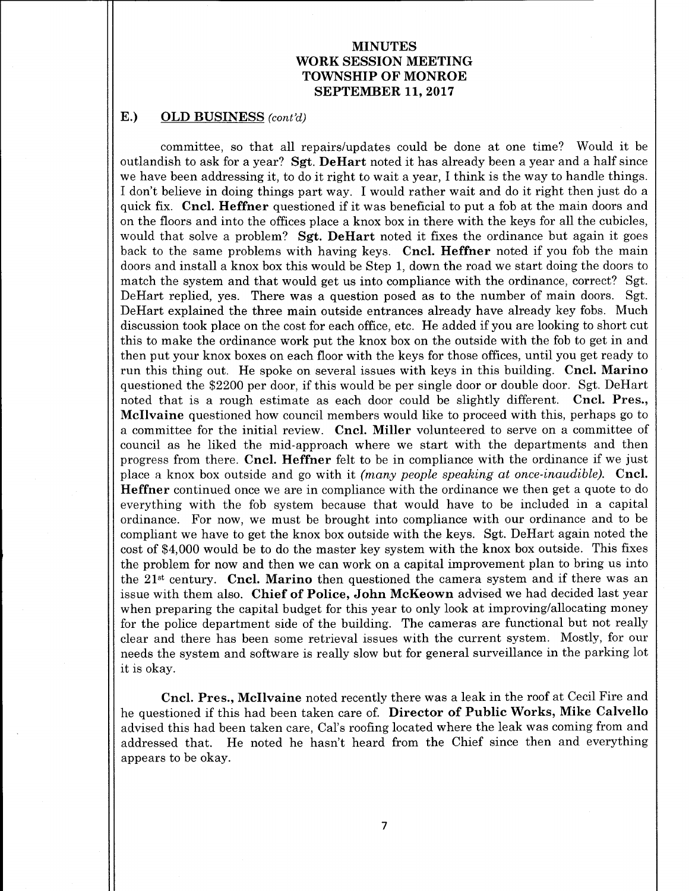# MINUTES
# WORK SESSION MEETING
# TOWNSHIP OF MONROE
# SEPTEMBER 11, 2017

## E.) OLD BUSINESS *(cont'd)*

committee, so that all repairs/updates could be done at one time? Would it be outlandish to ask for a year? **Sgt. DeHart** noted it has already been a year and a half since we have been addressing it, to do it right to wait a year, I think is the way to handle things. I don't believe in doing things part way. I would rather wait and do it right then just do a quick fix. **Cncl. Heffner** questioned if it was beneficial to put a fob at the main doors and on the floors and into the offices place a knox box in there with the keys for all the cubicles, would that solve a problem? **Sgt. DeHart** noted it fixes the ordinance but again it goes back to the same problems with having keys. **Cncl. Heffner** noted if you fob the main doors and install a knox box this would be Step 1, down the road we start doing the doors to match the system and that would get us into compliance with the ordinance, correct? Sgt. DeHart replied, yes. There was a question posed as to the number of main doors. Sgt. DeHart explained the three main outside entrances already have already key fobs. Much discussion took place on the cost for each office, etc. He added if you are looking to short cut this to make the ordinance work put the knox box on the outside with the fob to get in and then put your knox boxes on each floor with the keys for those offices, until you get ready to run this thing out. He spoke on several issues with keys in this building. **Cncl. Marino** questioned the $2200 per door, if this would be per single door or double door. Sgt. DeHart noted that is a rough estimate as each door could be slightly different. **Cncl. Pres., McIlvaine** questioned how council members would like to proceed with this, perhaps go to a committee for the initial review. **Cncl. Miller** volunteered to serve on a committee of council as he liked the mid-approach where we start with the departments and then progress from there. **Cncl. Heffner** felt to be in compliance with the ordinance if we just place a knox box outside and go with it *(many people speaking at once-inaudible)*. **Cncl. Heffner** continued once we are in compliance with the ordinance we then get a quote to do everything with the fob system because that would have to be included in a capital ordinance. For now, we must be brought into compliance with our ordinance and to be compliant we have to get the knox box outside with the keys. Sgt. DeHart again noted the cost of $4,000 would be to do the master key system with the knox box outside. This fixes the problem for now and then we can work on a capital improvement plan to bring us into the 21st century. **Cncl. Marino** then questioned the camera system and if there was an issue with them also. **Chief of Police, John McKeown** advised we had decided last year when preparing the capital budget for this year to only look at improving/allocating money for the police department side of the building. The cameras are functional but not really clear and there has been some retrieval issues with the current system. Mostly, for our needs the system and software is really slow but for general surveillance in the parking lot it is okay.

**Cncl. Pres., McIlvaine** noted recently there was a leak in the roof at Cecil Fire and he questioned if this had been taken care of. **Director of Public Works, Mike Calvello** advised this had been taken care, Cal's roofing located where the leak was coming from and addressed that. He noted he hasn't heard from the Chief since then and everything appears to be okay.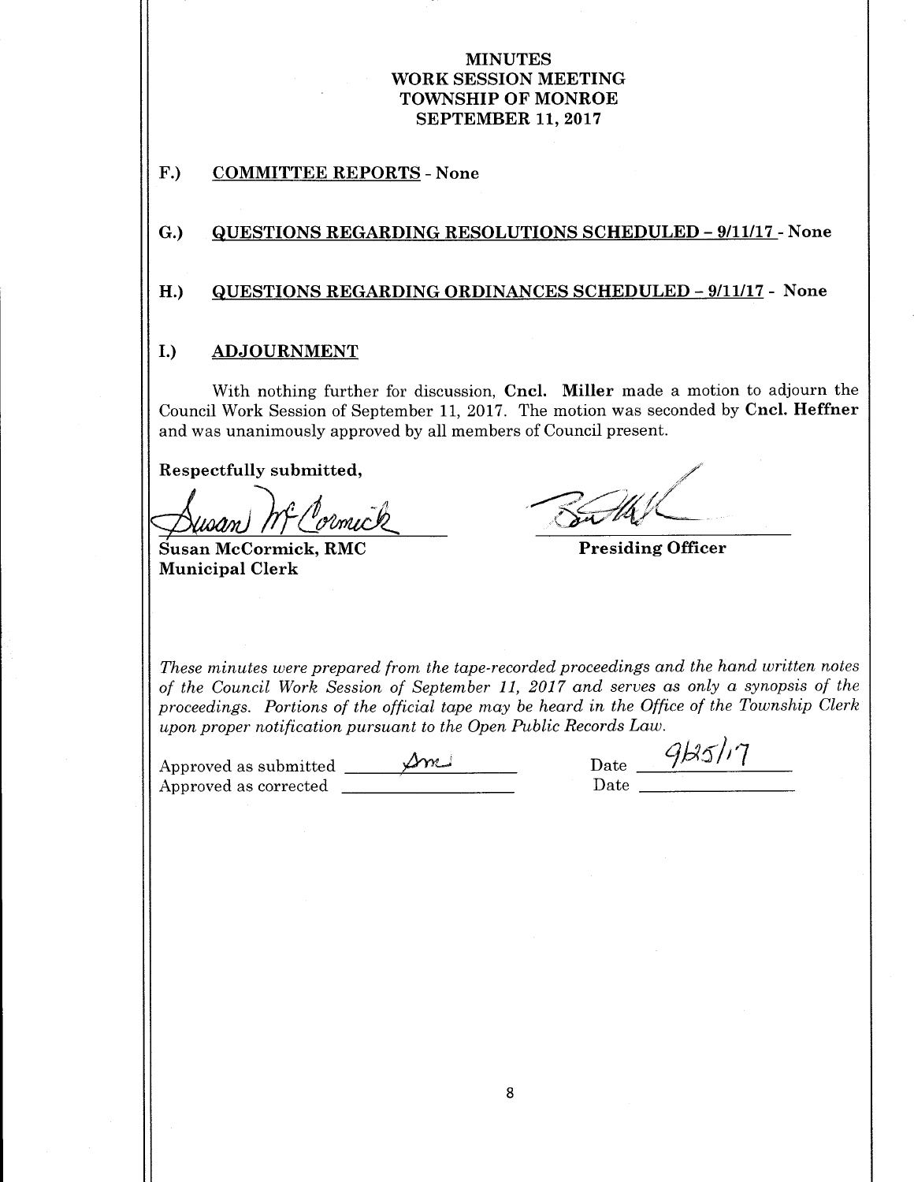**MINUTES**
**WORK SESSION MEETING**
**TOWNSHIP OF MONROE**
**SEPTEMBER 11, 2017**

## F.) COMMITTEE REPORTS - None

## G.) QUESTIONS REGARDING RESOLUTIONS SCHEDULED – 9/11/17 - None

## H.) QUESTIONS REGARDING ORDINANCES SCHEDULED – 9/11/17 - None

## I.) ADJOURNMENT

With nothing further for discussion, **Cncl. Miller** made a motion to adjourn the Council Work Session of September 11, 2017. The motion was seconded by **Cncl. Heffner** and was unanimously approved by all members of Council present.

**Respectfully submitted,**

Susan McCormick

**Susan McCormick, RMC**
**Municipal Clerk**

**Presiding Officer**

*These minutes were prepared from the tape-recorded proceedings and the hand written notes of the Council Work Session of September 11, 2017 and serves as only a synopsis of the proceedings. Portions of the official tape may be heard in the Office of the Township Clerk upon proper notification pursuant to the Open Public Records Law.*

Approved as submitted SM Date 9/25/17
Approved as corrected ____________ Date ____________